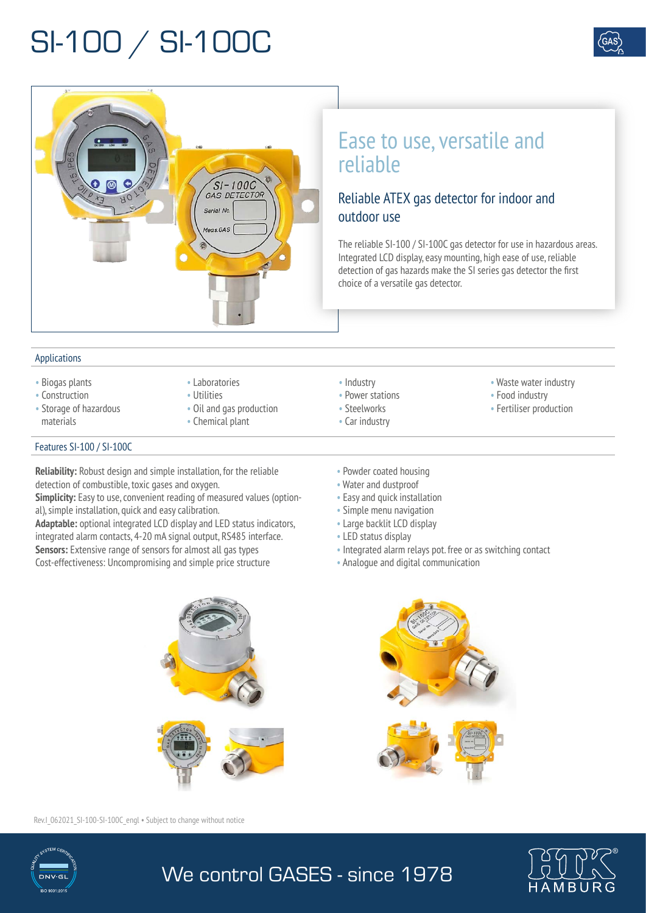# SI-100 / SI-100C

## Ease to use, versatile and reliable

### Reliable ATEX gas detector for indoor and outdoor use

The reliable SI-100 / SI-100C gas detector for use in hazardous areas. Integrated LCD display, easy mounting, high ease of use, reliable detection of gas hazards make the SI series gas detector the first choice of a versatile gas detector.

### Applications

- Biogas plants
- Construction
- Storage of hazardous materials
- Laboratories
- Utilities
- Oil and gas production
- Chemical plant
- Industry
- Power stations
- Steelworks
- Car industry
- Waste water industry
- Food industry
- Fertiliser production

### Features SI-100 / SI-100C

**Reliability:** Robust design and simple installation, for the reliable detection of combustible, toxic gases and oxygen.
**Simplicity:** Easy to use, convenient reading of measured values (optional), simple installation, quick and easy calibration.
**Adaptable:** optional integrated LCD display and LED status indicators, integrated alarm contacts, 4-20 mA signal output, RS485 interface.
**Sensors:** Extensive range of sensors for almost all gas types
Cost-effectiveness: Uncompromising and simple price structure

- Powder coated housing
- Water and dustproof
- Easy and quick installation
- Simple menu navigation
- Large backlit LCD display
- LED status display
- Integrated alarm relays pot. free or as switching contact
- Analogue and digital communication

Rev.I_062021_SI-100-SI-100C_engl • Subject to change without notice

We control GASES - since 1978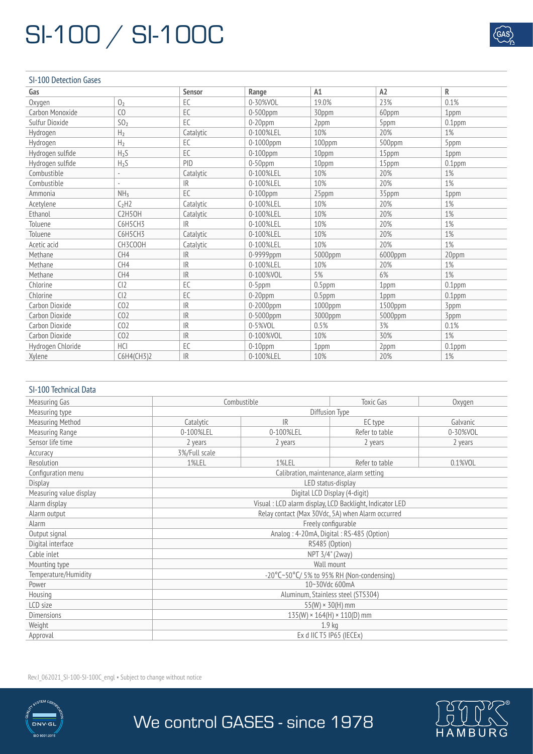# SI-100 / SI-100C

## SI-100 Detection Gases

| Gas | | Sensor | Range | A1 | A2 | R |
|---|---|---|---|---|---|---|
| Oxygen | $O_2$ | EC | 0-30%VOL | 19.0% | 23% | 0.1% |
| Carbon Monoxide | CO | EC | 0-500ppm | 30ppm | 60ppm | 1ppm |
| Sulfur Dioxide | $SO_2$ | EC | 0-20ppm | 2ppm | 5ppm | 0.1ppm |
| Hydrogen | $H_2$ | Catalytic | 0-100%LEL | 10% | 20% | 1% |
| Hydrogen | $H_2$ | EC | 0-1000ppm | 100ppm | 500ppm | 5ppm |
| Hydrogen sulfide | $H_2S$ | EC | 0-100ppm | 10ppm | 15ppm | 1ppm |
| Hydrogen sulfide | $H_2S$ | PID | 0-50ppm | 10ppm | 15ppm | 0.1ppm |
| Combustible | - | Catalytic | 0-100%LEL | 10% | 20% | 1% |
| Combustible | - | IR | 0-100%LEL | 10% | 20% | 1% |
| Ammonia | $NH_3$ | EC | 0-100ppm | 25ppm | 35ppm | 1ppm |
| Acetylene | $C_2H2$ | Catalytic | 0-100%LEL | 10% | 20% | 1% |
| Ethanol | C2H5OH | Catalytic | 0-100%LEL | 10% | 20% | 1% |
| Toluene | C6H5CH3 | IR | 0-100%LEL | 10% | 20% | 1% |
| Toluene | C6H5CH3 | Catalytic | 0-100%LEL | 10% | 20% | 1% |
| Acetic acid | CH3COOH | Catalytic | 0-100%LEL | 10% | 20% | 1% |
| Methane | CH4 | IR | 0-9999ppm | 5000ppm | 6000ppm | 20ppm |
| Methane | CH4 | IR | 0-100%LEL | 10% | 20% | 1% |
| Methane | CH4 | IR | 0-100%VOL | 5% | 6% | 1% |
| Chlorine | Cl2 | EC | 0-5ppm | 0.5ppm | 1ppm | 0.1ppm |
| Chlorine | Cl2 | EC | 0-20ppm | 0.5ppm | 1ppm | 0.1ppm |
| Carbon Dioxide | CO2 | IR | 0-2000ppm | 1000ppm | 1500ppm | 3ppm |
| Carbon Dioxide | CO2 | IR | 0-5000ppm | 3000ppm | 5000ppm | 3ppm |
| Carbon Dioxide | CO2 | IR | 0-5%VOL | 0.5% | 3% | 0.1% |
| Carbon Dioxide | CO2 | IR | 0-100%VOL | 10% | 30% | 1% |
| Hydrogen Chloride | HCl | EC | 0-10ppm | 1ppm | 2ppm | 0.1ppm |
| Xylene | C6H4(CH3)2 | IR | 0-100%LEL | 10% | 20% | 1% |

## SI-100 Technical Data

| Measuring Gas | Combustible | | Toxic Gas | Oxygen |
|---|---|---|---|---|
| Measuring type | Diffusion Type | | | |
| Measuring Method | Catalytic | IR | EC type | Galvanic |
| Measuring Range | 0-100%LEL | 0-100%LEL | Refer to table | 0-30%VOL |
| Sensor life time | 2 years | 2 years | 2 years | 2 years |
| Accuracy | 3%/Full scale | | | |
| Resolution | 1%LEL | 1%LEL | Refer to table | 0.1%VOL |
| Configuration menu | Calibration, maintenance, alarm setting | | | |
| Display | LED status-display | | | |
| Measuring value display | Digital LCD Display (4-digit) | | | |
| Alarm display | Visual : LCD alarm display, LCD Backlight, Indicator LED | | | |
| Alarm output | Relay contact (Max 30Vdc, 5A) when Alarm occurred | | | |
| Alarm | Freely configurable | | | |
| Output signal | Analog : 4-20mA, Digital : RS-485 (Option) | | | |
| Digital interface | RS485 (Option) | | | |
| Cable inlet | NPT 3/4" (2way) | | | |
| Mounting type | Wall mount | | | |
| Temperature/Humidity | -20°C~50°C/ 5% to 95% RH (Non-condensing) | | | |
| Power | 10~30Vdc 600mA | | | |
| Housing | Aluminum, Stainless steel (STS304) | | | |
| LCD size | 55(W) × 30(H) mm | | | |
| Dimensions | 135(W) × 164(H) × 110(D) mm | | | |
| Weight | 1.9 kg | | | |
| Approval | Ex d IIC T5 IP65 (IECEx) | | | |

Rev.I_062021_SI-100-SI-100C_engl • Subject to change without notice

We control GASES - since 1978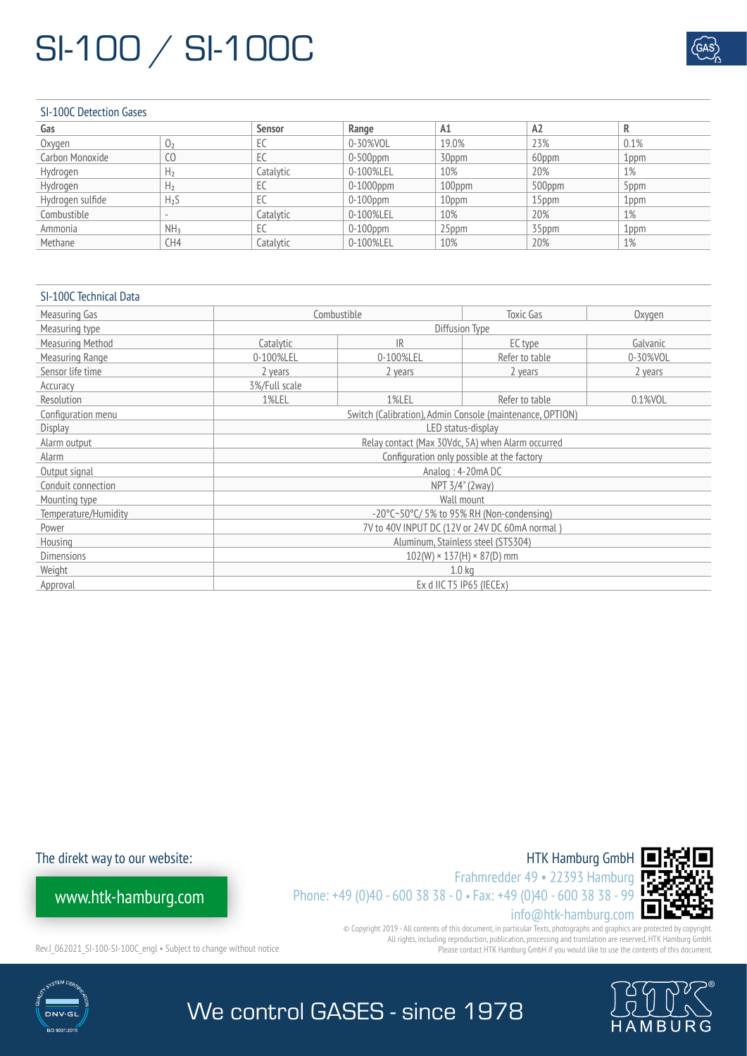# SI-100 / SI-100C

## SI-100C Detection Gases

| Gas | | Sensor | Range | A1 | A2 | R |
|---|---|---|---|---|---|---|
| Oxygen | $O_2$ | EC | 0-30%VOL | 19.0% | 23% | 0.1% |
| Carbon Monoxide | CO | EC | 0-500ppm | 30ppm | 60ppm | 1ppm |
| Hydrogen | $H_2$ | Catalytic | 0-100%LEL | 10% | 20% | 1% |
| Hydrogen | $H_2$ | EC | 0-1000ppm | 100ppm | 500ppm | 5ppm |
| Hydrogen sulfide | $H_2S$ | EC | 0-100ppm | 10ppm | 15ppm | 1ppm |
| Combustible | - | Catalytic | 0-100%LEL | 10% | 20% | 1% |
| Ammonia | $NH_3$ | EC | 0-100ppm | 25ppm | 35ppm | 1ppm |
| Methane | CH4 | Catalytic | 0-100%LEL | 10% | 20% | 1% |

## SI-100C Technical Data

| | | | | |
|---|---|---|---|---|
| Measuring Gas | Combustible | | Toxic Gas | Oxygen |
| Measuring type | Diffusion Type | | | |
| Measuring Method | Catalytic | IR | EC type | Galvanic |
| Measuring Range | 0-100%LEL | 0-100%LEL | Refer to table | 0-30%VOL |
| Sensor life time | 2 years | 2 years | 2 years | 2 years |
| Accuracy | 3%/Full scale | | | |
| Resolution | 1%LEL | 1%LEL | Refer to table | 0.1%VOL |
| Configuration menu | Switch (Calibration), Admin Console (maintenance, OPTION) | | | |
| Display | LED status-display | | | |
| Alarm output | Relay contact (Max 30Vdc, 5A) when Alarm occurred | | | |
| Alarm | Configuration only possible at the factory | | | |
| Output signal | Analog : 4-20mA DC | | | |
| Conduit connection | NPT 3/4" (2way) | | | |
| Mounting type | Wall mount | | | |
| Temperature/Humidity | -20°C~50°C/ 5% to 95% RH (Non-condensing) | | | |
| Power | 7V to 40V INPUT DC (12V or 24V DC 60mA normal ) | | | |
| Housing | Aluminum, Stainless steel (STS304) | | | |
| Dimensions | 102(W) × 137(H) × 87(D) mm | | | |
| Weight | 1.0 kg | | | |
| Approval | Ex d IIC T5 IP65 (IECEx) | | | |

The direkt way to our website:

www.htk-hamburg.com

HTK Hamburg GmbH
Frahmredder 49 • 22393 Hamburg
Phone: +49 (0)40 - 600 38 38 - 0 • Fax: +49 (0)40 - 600 38 38 - 99
info@htk-hamburg.com

© Copyright 2019 - All contents of this document, in particular Texts, photographs and graphics are protected by copyright. All rights, including reproduction, publication, processing and translation are reserved, HTK Hamburg GmbH. Please contact HTK Hamburg GmbH if you would like to use the contents of this document.

Rev.I_062021_SI-100-SI-100C_engl • Subject to change without notice

We control GASES - since 1978